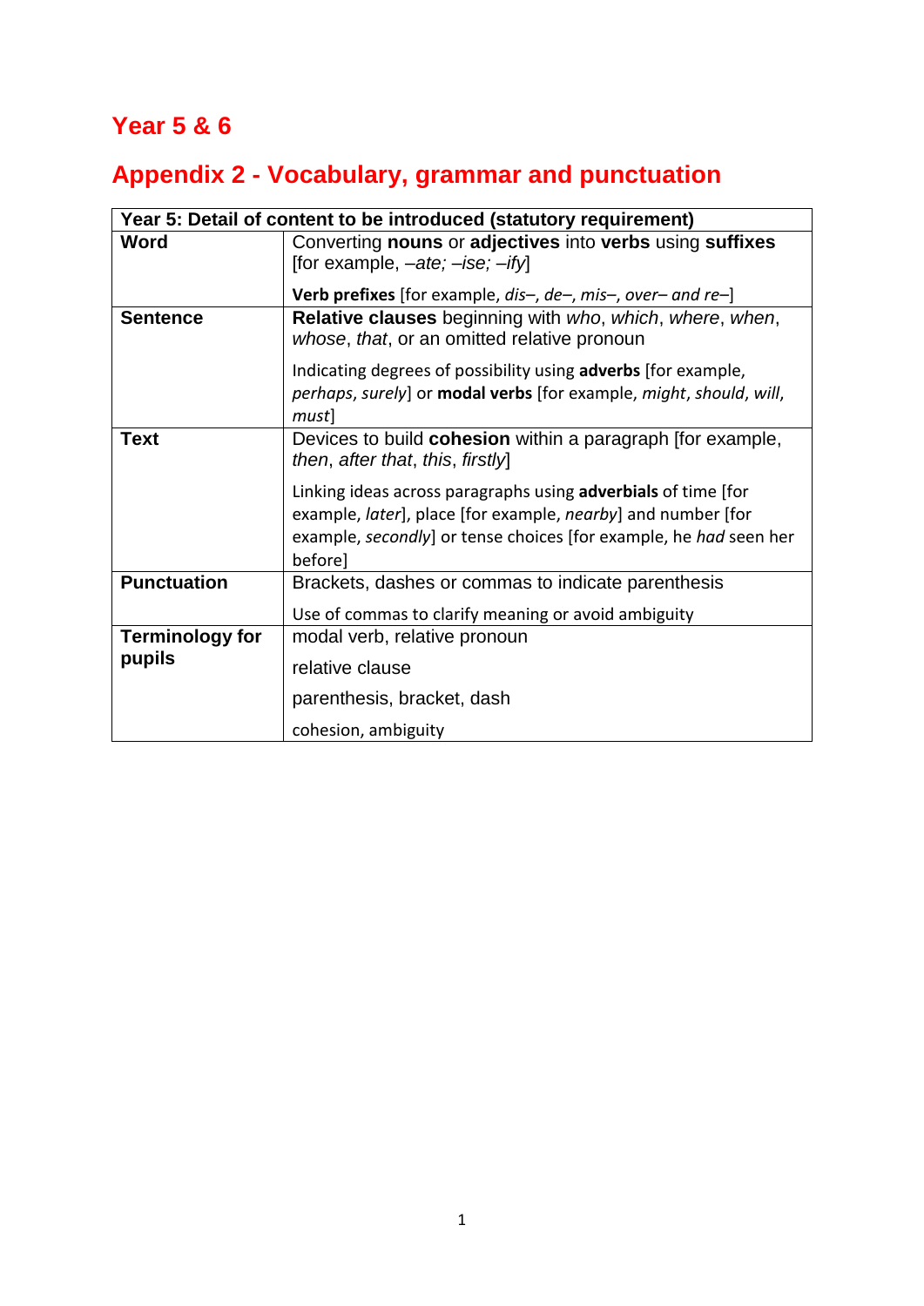## Year 5 & 6

## Appendix 2 - Vocabulary, grammar and punctuation

| Year 5: Detail of content to be introduced (statutory requirement) | |
|---|---|
| **Word** | Converting **nouns** or **adjectives** into **verbs** using **suffixes** [for example, *–ate; –ise; –ify*]<br><br>**Verb prefixes** [for example, *dis–*, *de–*, *mis–*, *over– and re–*] |
| **Sentence** | **Relative clauses** beginning with *who*, *which*, *where*, *when*, *whose*, *that*, or an omitted relative pronoun<br><br>Indicating degrees of possibility using **adverbs** [for example, *perhaps*, *surely*] or **modal verbs** [for example, *might*, *should*, *will*, *must*] |
| **Text** | Devices to build **cohesion** within a paragraph [for example, *then*, *after that*, *this*, *firstly*]<br><br>Linking ideas across paragraphs using **adverbials** of time [for example, *later*], place [for example, *nearby*] and number [for example, *secondly*] or tense choices [for example, he *had* seen her before] |
| **Punctuation** | Brackets, dashes or commas to indicate parenthesis<br><br>Use of commas to clarify meaning or avoid ambiguity |
| **Terminology for pupils** | modal verb, relative pronoun<br><br>relative clause<br><br>parenthesis, bracket, dash<br><br>cohesion, ambiguity |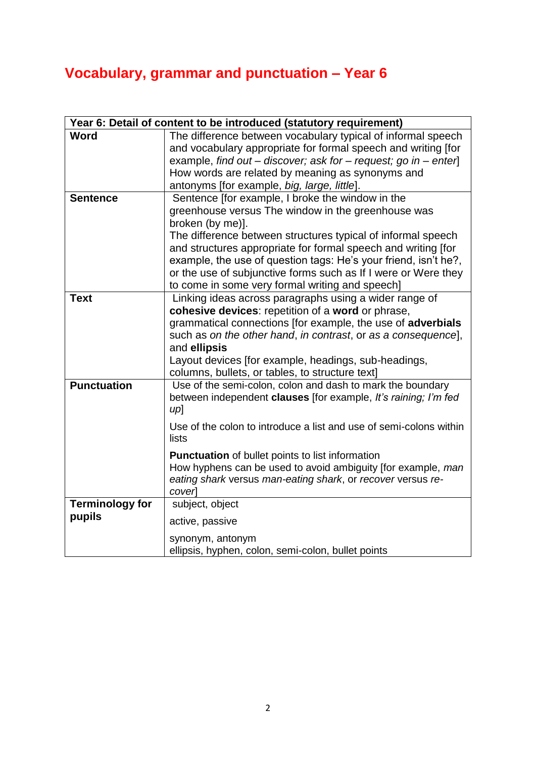# Vocabulary, grammar and punctuation – Year 6

| Year 6: Detail of content to be introduced (statutory requirement) | |
|---|---|
| **Word** | The difference between vocabulary typical of informal speech and vocabulary appropriate for formal speech and writing [for example, *find out – discover; ask for – request; go in – enter*]<br>How words are related by meaning as synonyms and antonyms [for example, *big, large, little*]. |
| **Sentence** | Sentence [for example, I broke the window in the greenhouse versus The window in the greenhouse was broken (by me)].<br>The difference between structures typical of informal speech and structures appropriate for formal speech and writing [for example, the use of question tags: He's your friend, isn't he?, or the use of subjunctive forms such as If I were or Were they to come in some very formal writing and speech] |
| **Text** | Linking ideas across paragraphs using a wider range of **cohesive devices**: repetition of a **word** or phrase, grammatical connections [for example, the use of **adverbials** such as *on the other hand*, *in contrast*, or *as a consequence*], and **ellipsis**<br>Layout devices [for example, headings, sub-headings, columns, bullets, or tables, to structure text] |
| **Punctuation** | Use of the semi-colon, colon and dash to mark the boundary between independent **clauses** [for example, *It's raining; I'm fed up*]<br><br>Use of the colon to introduce a list and use of semi-colons within lists<br><br>**Punctuation** of bullet points to list information<br>How hyphens can be used to avoid ambiguity [for example, *man eating shark* versus *man-eating shark*, or *recover* versus *re-cover*] |
| **Terminology for pupils** | subject, object<br><br>active, passive<br><br>synonym, antonym<br>ellipsis, hyphen, colon, semi-colon, bullet points |